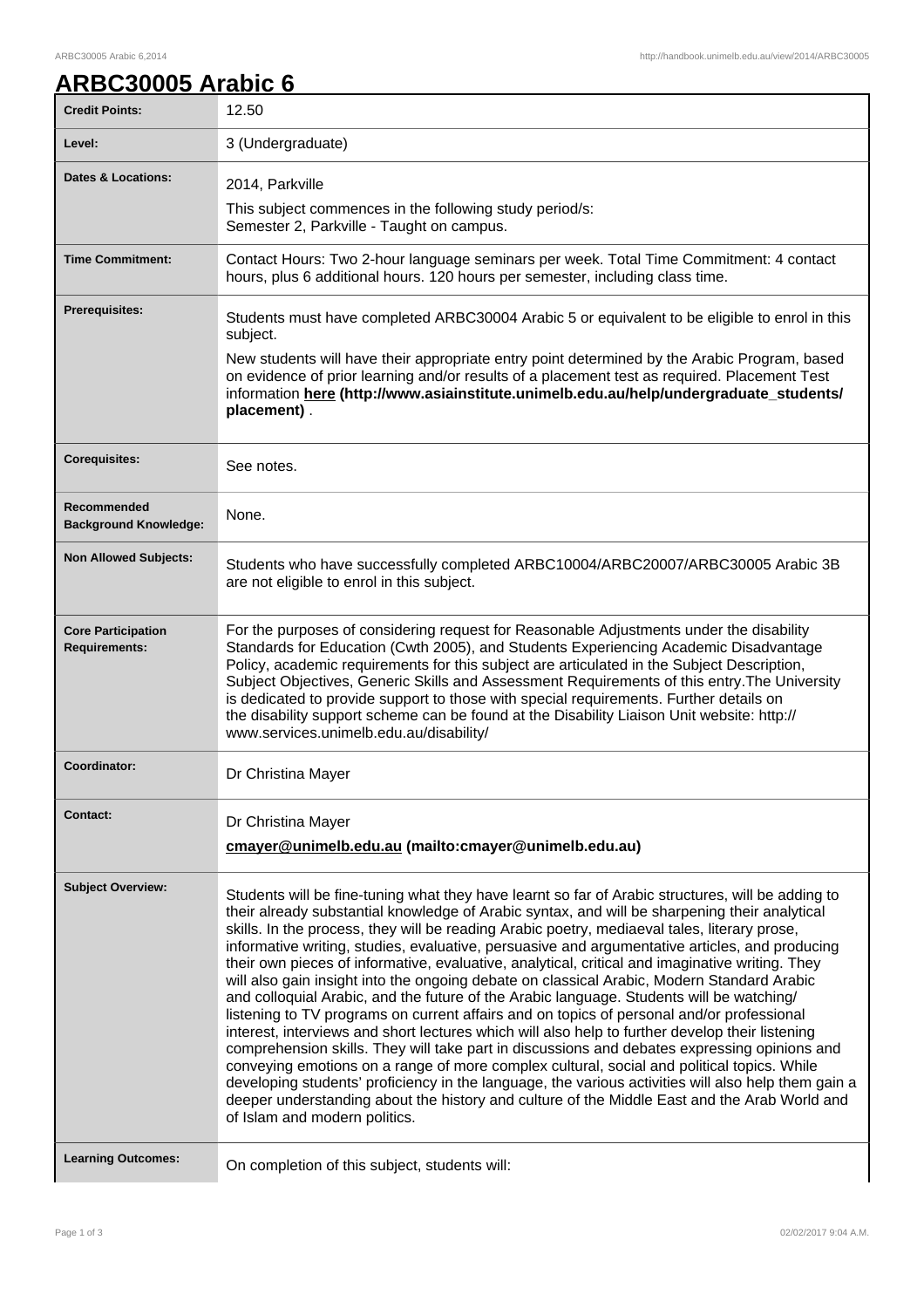# ARBC30005 Arabic 6

| | |
|---|---|
| **Credit Points:** | 12.50 |
| **Level:** | 3 (Undergraduate) |
| **Dates & Locations:** | 2014, Parkville<br>This subject commences in the following study period/s:<br>Semester 2, Parkville - Taught on campus. |
| **Time Commitment:** | Contact Hours: Two 2-hour language seminars per week. Total Time Commitment: 4 contact hours, plus 6 additional hours. 120 hours per semester, including class time. |
| **Prerequisites:** | Students must have completed ARBC30004 Arabic 5 or equivalent to be eligible to enrol in this subject.<br>New students will have their appropriate entry point determined by the Arabic Program, based on evidence of prior learning and/or results of a placement test as required. Placement Test information **here (http://www.asiainstitute.unimelb.edu.au/help/undergraduate_students/placement)** . |
| **Corequisites:** | See notes. |
| **Recommended Background Knowledge:** | None. |
| **Non Allowed Subjects:** | Students who have successfully completed ARBC10004/ARBC20007/ARBC30005 Arabic 3B are not eligible to enrol in this subject. |
| **Core Participation Requirements:** | For the purposes of considering request for Reasonable Adjustments under the disability Standards for Education (Cwth 2005), and Students Experiencing Academic Disadvantage Policy, academic requirements for this subject are articulated in the Subject Description, Subject Objectives, Generic Skills and Assessment Requirements of this entry.The University is dedicated to provide support to those with special requirements. Further details on the disability support scheme can be found at the Disability Liaison Unit website: http://www.services.unimelb.edu.au/disability/ |
| **Coordinator:** | Dr Christina Mayer |
| **Contact:** | Dr Christina Mayer<br>**cmayer@unimelb.edu.au (mailto:cmayer@unimelb.edu.au)** |
| **Subject Overview:** | Students will be fine-tuning what they have learnt so far of Arabic structures, will be adding to their already substantial knowledge of Arabic syntax, and will be sharpening their analytical skills. In the process, they will be reading Arabic poetry, mediaeval tales, literary prose, informative writing, studies, evaluative, persuasive and argumentative articles, and producing their own pieces of informative, evaluative, analytical, critical and imaginative writing. They will also gain insight into the ongoing debate on classical Arabic, Modern Standard Arabic and colloquial Arabic, and the future of the Arabic language. Students will be watching/listening to TV programs on current affairs and on topics of personal and/or professional interest, interviews and short lectures which will also help to further develop their listening comprehension skills. They will take part in discussions and debates expressing opinions and conveying emotions on a range of more complex cultural, social and political topics. While developing students' proficiency in the language, the various activities will also help them gain a deeper understanding about the history and culture of the Middle East and the Arab World and of Islam and modern politics. |
| **Learning Outcomes:** | On completion of this subject, students will: |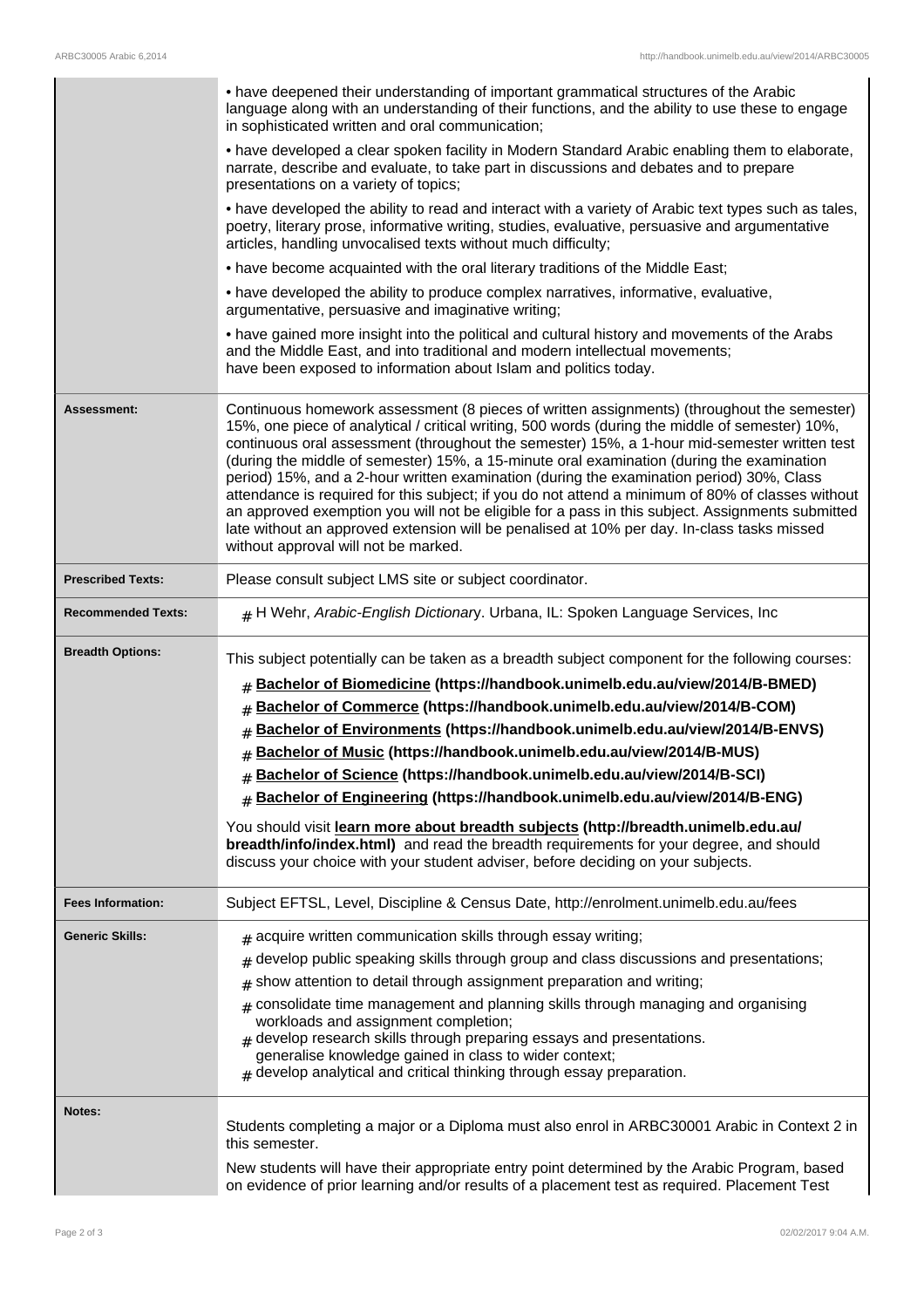| | |
|---|---|
| | • have deepened their understanding of important grammatical structures of the Arabic language along with an understanding of their functions, and the ability to use these to engage in sophisticated written and oral communication;<br><br>• have developed a clear spoken facility in Modern Standard Arabic enabling them to elaborate, narrate, describe and evaluate, to take part in discussions and debates and to prepare presentations on a variety of topics;<br><br>• have developed the ability to read and interact with a variety of Arabic text types such as tales, poetry, literary prose, informative writing, studies, evaluative, persuasive and argumentative articles, handling unvocalised texts without much difficulty;<br><br>• have become acquainted with the oral literary traditions of the Middle East;<br><br>• have developed the ability to produce complex narratives, informative, evaluative, argumentative, persuasive and imaginative writing;<br><br>• have gained more insight into the political and cultural history and movements of the Arabs and the Middle East, and into traditional and modern intellectual movements; have been exposed to information about Islam and politics today. |
| **Assessment:** | Continuous homework assessment (8 pieces of written assignments) (throughout the semester) 15%, one piece of analytical / critical writing, 500 words (during the middle of semester) 10%, continuous oral assessment (throughout the semester) 15%, a 1-hour mid-semester written test (during the middle of semester) 15%, a 15-minute oral examination (during the examination period) 15%, and a 2-hour written examination (during the examination period) 30%, Class attendance is required for this subject; if you do not attend a minimum of 80% of classes without an approved exemption you will not be eligible for a pass in this subject. Assignments submitted late without an approved extension will be penalised at 10% per day. In-class tasks missed without approval will not be marked. |
| **Prescribed Texts:** | Please consult subject LMS site or subject coordinator. |
| **Recommended Texts:** | # H Wehr, *Arabic-English Dictionary*. Urbana, IL: Spoken Language Services, Inc |
| **Breadth Options:** | This subject potentially can be taken as a breadth subject component for the following courses:<br><br># **Bachelor of Biomedicine (https://handbook.unimelb.edu.au/view/2014/B-BMED)**<br># **Bachelor of Commerce (https://handbook.unimelb.edu.au/view/2014/B-COM)**<br># **Bachelor of Environments (https://handbook.unimelb.edu.au/view/2014/B-ENVS)**<br># **Bachelor of Music (https://handbook.unimelb.edu.au/view/2014/B-MUS)**<br># **Bachelor of Science (https://handbook.unimelb.edu.au/view/2014/B-SCI)**<br># **Bachelor of Engineering (https://handbook.unimelb.edu.au/view/2014/B-ENG)**<br><br>You should visit **learn more about breadth subjects (http://breadth.unimelb.edu.au/breadth/info/index.html)** and read the breadth requirements for your degree, and should discuss your choice with your student adviser, before deciding on your subjects. |
| **Fees Information:** | Subject EFTSL, Level, Discipline & Census Date, http://enrolment.unimelb.edu.au/fees |
| **Generic Skills:** | # acquire written communication skills through essay writing;<br># develop public speaking skills through group and class discussions and presentations;<br># show attention to detail through assignment preparation and writing;<br># consolidate time management and planning skills through managing and organising workloads and assignment completion;<br># develop research skills through preparing essays and presentations. generalise knowledge gained in class to wider context;<br># develop analytical and critical thinking through essay preparation. |
| **Notes:** | Students completing a major or a Diploma must also enrol in ARBC30001 Arabic in Context 2 in this semester.<br><br>New students will have their appropriate entry point determined by the Arabic Program, based on evidence of prior learning and/or results of a placement test as required. Placement Test |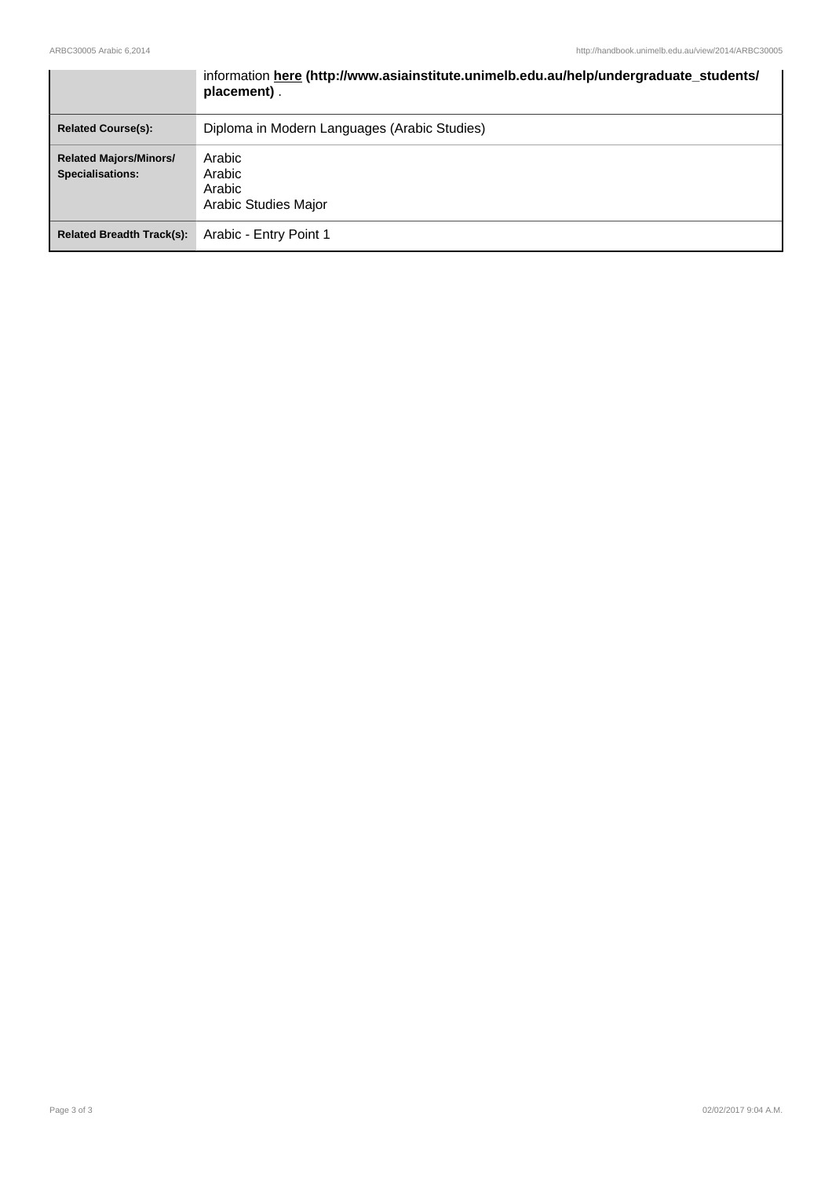| | |
|---|---|
| | information **here (http://www.asiainstitute.unimelb.edu.au/help/undergraduate_students/placement)** . |
| **Related Course(s):** | Diploma in Modern Languages (Arabic Studies) |
| **Related Majors/Minors/ Specialisations:** | Arabic<br>Arabic<br>Arabic<br>Arabic Studies Major |
| **Related Breadth Track(s):** | Arabic - Entry Point 1 |